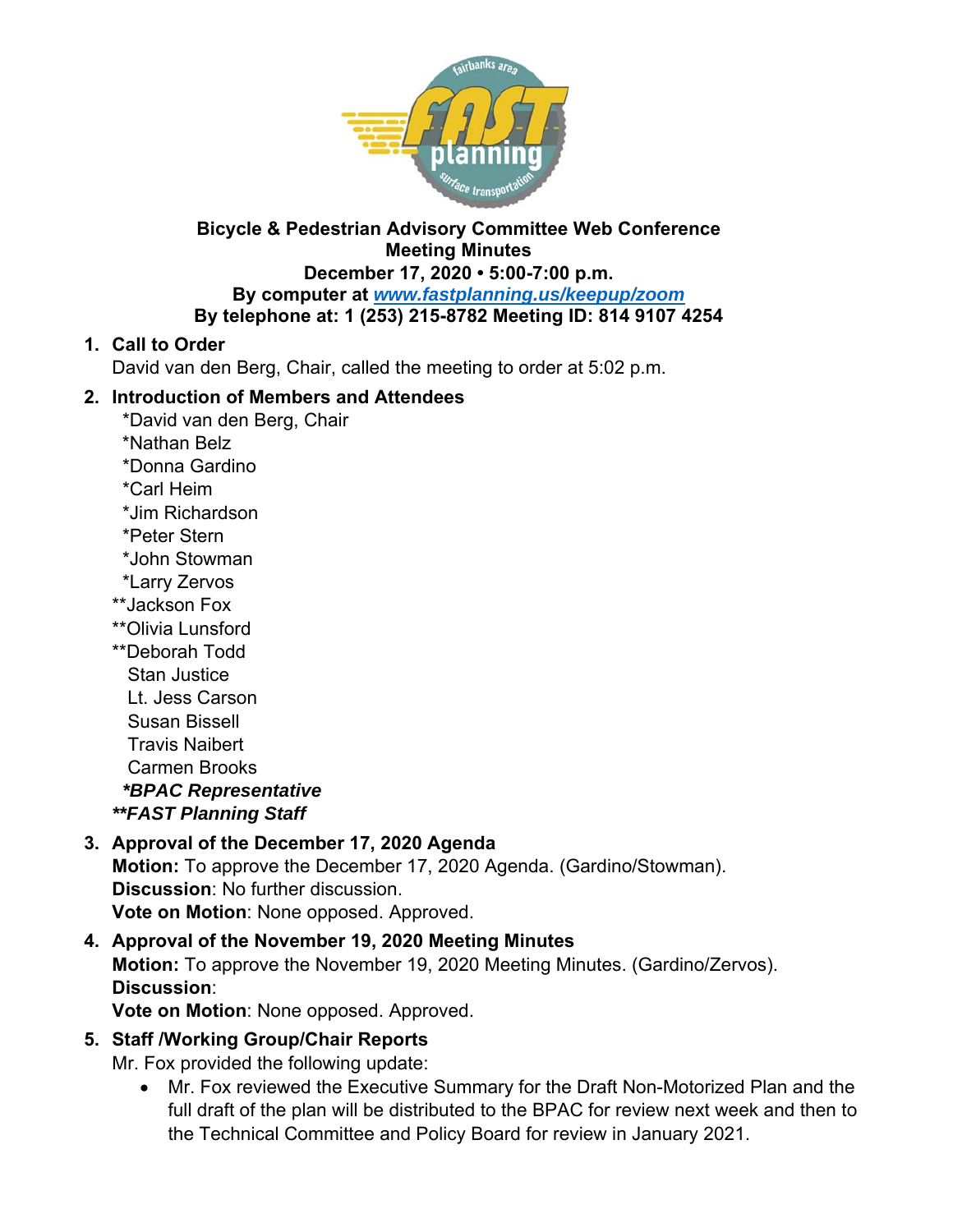# Bicycle & Pedestrian Advisory Committee Web Conference
## Meeting Minutes

**December 17, 2020 • 5:00-7:00 p.m.**

**By computer at [www.fastplanning.us/keepup/zoom](www.fastplanning.us/keepup/zoom)**

**By telephone at: 1 (253) 215-8782 Meeting ID: 814 9107 4254**

1. **Call to Order**
   David van den Berg, Chair, called the meeting to order at 5:02 p.m.

2. **Introduction of Members and Attendees**
   *David van den Berg, Chair
   *Nathan Belz
   *Donna Gardino
   *Carl Heim
   *Jim Richardson
   *Peter Stern
   *John Stowman
   *Larry Zervos
   **Jackson Fox
   **Olivia Lunsford
   **Deborah Todd
   Stan Justice
   Lt. Jess Carson
   Susan Bissell
   Travis Naibert
   Carmen Brooks
   ***\*BPAC Representative***
   ***\*\*FAST Planning Staff***

3. **Approval of the December 17, 2020 Agenda**
   **Motion:** To approve the December 17, 2020 Agenda. (Gardino/Stowman).
   **Discussion**: No further discussion.
   **Vote on Motion**: None opposed. Approved.

4. **Approval of the November 19, 2020 Meeting Minutes**
   **Motion:** To approve the November 19, 2020 Meeting Minutes. (Gardino/Zervos).
   **Discussion**:
   **Vote on Motion**: None opposed. Approved.

5. **Staff /Working Group/Chair Reports**
   Mr. Fox provided the following update:
   - Mr. Fox reviewed the Executive Summary for the Draft Non-Motorized Plan and the full draft of the plan will be distributed to the BPAC for review next week and then to the Technical Committee and Policy Board for review in January 2021.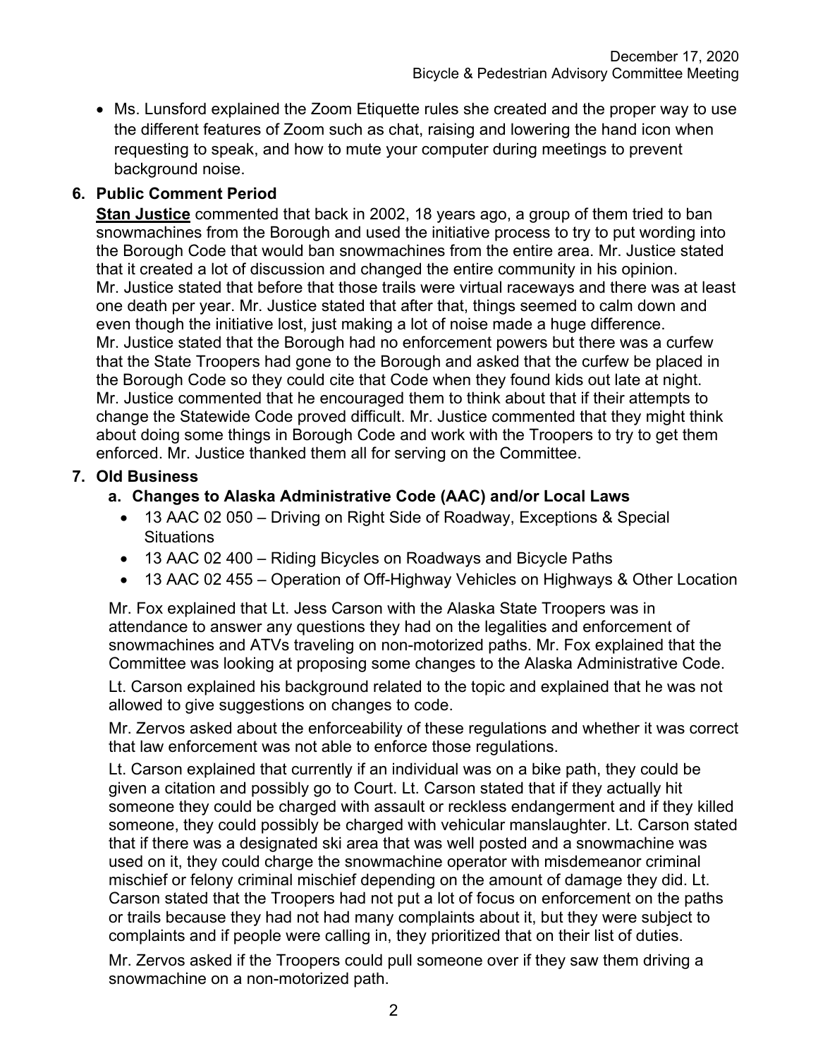- Ms. Lunsford explained the Zoom Etiquette rules she created and the proper way to use the different features of Zoom such as chat, raising and lowering the hand icon when requesting to speak, and how to mute your computer during meetings to prevent background noise.

**6. Public Comment Period**

**Stan Justice** commented that back in 2002, 18 years ago, a group of them tried to ban snowmachines from the Borough and used the initiative process to try to put wording into the Borough Code that would ban snowmachines from the entire area. Mr. Justice stated that it created a lot of discussion and changed the entire community in his opinion. Mr. Justice stated that before that those trails were virtual raceways and there was at least one death per year. Mr. Justice stated that after that, things seemed to calm down and even though the initiative lost, just making a lot of noise made a huge difference. Mr. Justice stated that the Borough had no enforcement powers but there was a curfew that the State Troopers had gone to the Borough and asked that the curfew be placed in the Borough Code so they could cite that Code when they found kids out late at night. Mr. Justice commented that he encouraged them to think about that if their attempts to change the Statewide Code proved difficult. Mr. Justice commented that they might think about doing some things in Borough Code and work with the Troopers to try to get them enforced. Mr. Justice thanked them all for serving on the Committee.

**7. Old Business**

**a. Changes to Alaska Administrative Code (AAC) and/or Local Laws**

- 13 AAC 02 050 – Driving on Right Side of Roadway, Exceptions & Special Situations
- 13 AAC 02 400 – Riding Bicycles on Roadways and Bicycle Paths
- 13 AAC 02 455 – Operation of Off-Highway Vehicles on Highways & Other Location

Mr. Fox explained that Lt. Jess Carson with the Alaska State Troopers was in attendance to answer any questions they had on the legalities and enforcement of snowmachines and ATVs traveling on non-motorized paths. Mr. Fox explained that the Committee was looking at proposing some changes to the Alaska Administrative Code.

Lt. Carson explained his background related to the topic and explained that he was not allowed to give suggestions on changes to code.

Mr. Zervos asked about the enforceability of these regulations and whether it was correct that law enforcement was not able to enforce those regulations.

Lt. Carson explained that currently if an individual was on a bike path, they could be given a citation and possibly go to Court. Lt. Carson stated that if they actually hit someone they could be charged with assault or reckless endangerment and if they killed someone, they could possibly be charged with vehicular manslaughter. Lt. Carson stated that if there was a designated ski area that was well posted and a snowmachine was used on it, they could charge the snowmachine operator with misdemeanor criminal mischief or felony criminal mischief depending on the amount of damage they did. Lt. Carson stated that the Troopers had not put a lot of focus on enforcement on the paths or trails because they had not had many complaints about it, but they were subject to complaints and if people were calling in, they prioritized that on their list of duties.

Mr. Zervos asked if the Troopers could pull someone over if they saw them driving a snowmachine on a non-motorized path.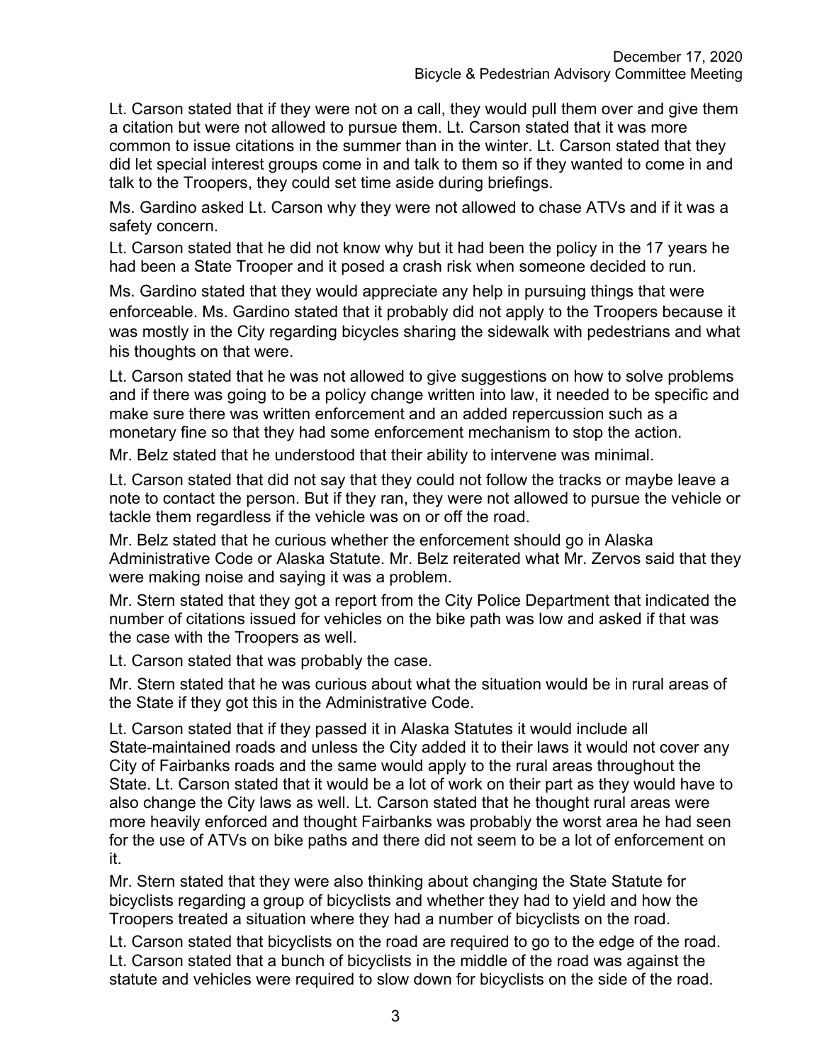Lt. Carson stated that if they were not on a call, they would pull them over and give them a citation but were not allowed to pursue them. Lt. Carson stated that it was more common to issue citations in the summer than in the winter. Lt. Carson stated that they did let special interest groups come in and talk to them so if they wanted to come in and talk to the Troopers, they could set time aside during briefings.

Ms. Gardino asked Lt. Carson why they were not allowed to chase ATVs and if it was a safety concern.

Lt. Carson stated that he did not know why but it had been the policy in the 17 years he had been a State Trooper and it posed a crash risk when someone decided to run.

Ms. Gardino stated that they would appreciate any help in pursuing things that were enforceable. Ms. Gardino stated that it probably did not apply to the Troopers because it was mostly in the City regarding bicycles sharing the sidewalk with pedestrians and what his thoughts on that were.

Lt. Carson stated that he was not allowed to give suggestions on how to solve problems and if there was going to be a policy change written into law, it needed to be specific and make sure there was written enforcement and an added repercussion such as a monetary fine so that they had some enforcement mechanism to stop the action.

Mr. Belz stated that he understood that their ability to intervene was minimal.

Lt. Carson stated that did not say that they could not follow the tracks or maybe leave a note to contact the person. But if they ran, they were not allowed to pursue the vehicle or tackle them regardless if the vehicle was on or off the road.

Mr. Belz stated that he curious whether the enforcement should go in Alaska Administrative Code or Alaska Statute. Mr. Belz reiterated what Mr. Zervos said that they were making noise and saying it was a problem.

Mr. Stern stated that they got a report from the City Police Department that indicated the number of citations issued for vehicles on the bike path was low and asked if that was the case with the Troopers as well.

Lt. Carson stated that was probably the case.

Mr. Stern stated that he was curious about what the situation would be in rural areas of the State if they got this in the Administrative Code.

Lt. Carson stated that if they passed it in Alaska Statutes it would include all State-maintained roads and unless the City added it to their laws it would not cover any City of Fairbanks roads and the same would apply to the rural areas throughout the State. Lt. Carson stated that it would be a lot of work on their part as they would have to also change the City laws as well. Lt. Carson stated that he thought rural areas were more heavily enforced and thought Fairbanks was probably the worst area he had seen for the use of ATVs on bike paths and there did not seem to be a lot of enforcement on it.

Mr. Stern stated that they were also thinking about changing the State Statute for bicyclists regarding a group of bicyclists and whether they had to yield and how the Troopers treated a situation where they had a number of bicyclists on the road.

Lt. Carson stated that bicyclists on the road are required to go to the edge of the road. Lt. Carson stated that a bunch of bicyclists in the middle of the road was against the statute and vehicles were required to slow down for bicyclists on the side of the road.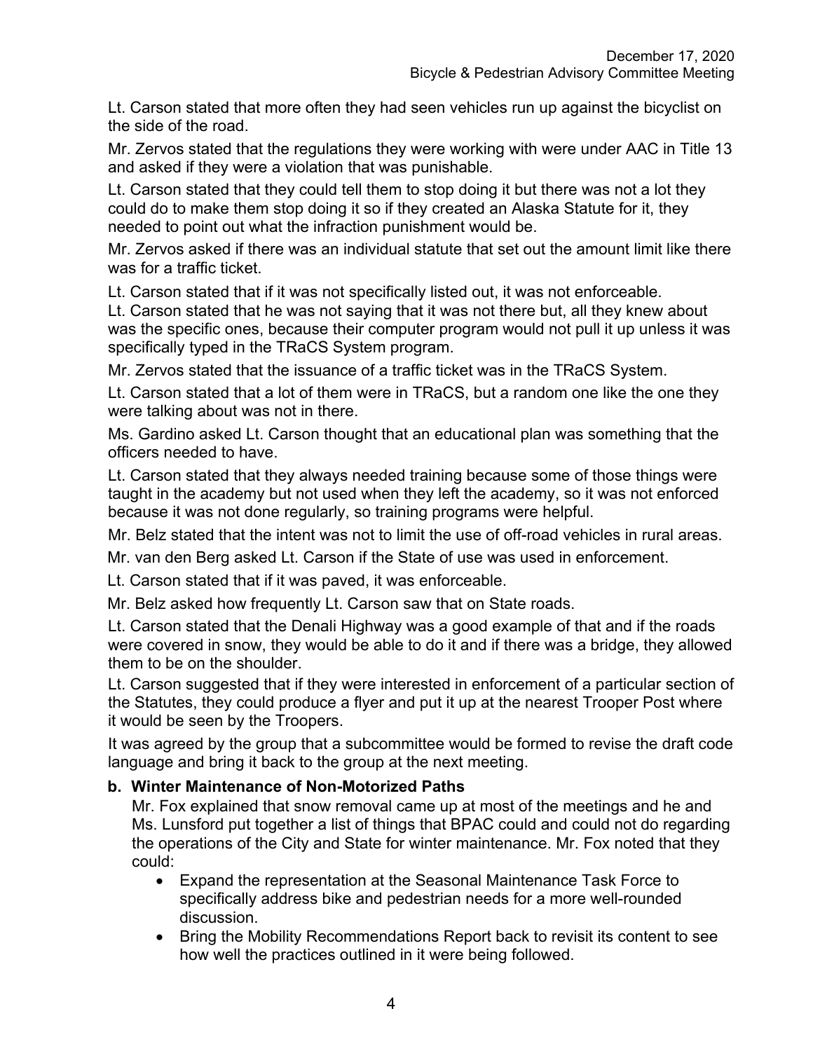Lt. Carson stated that more often they had seen vehicles run up against the bicyclist on the side of the road.

Mr. Zervos stated that the regulations they were working with were under AAC in Title 13 and asked if they were a violation that was punishable.

Lt. Carson stated that they could tell them to stop doing it but there was not a lot they could do to make them stop doing it so if they created an Alaska Statute for it, they needed to point out what the infraction punishment would be.

Mr. Zervos asked if there was an individual statute that set out the amount limit like there was for a traffic ticket.

Lt. Carson stated that if it was not specifically listed out, it was not enforceable.

Lt. Carson stated that he was not saying that it was not there but, all they knew about was the specific ones, because their computer program would not pull it up unless it was specifically typed in the TRaCS System program.

Mr. Zervos stated that the issuance of a traffic ticket was in the TRaCS System.

Lt. Carson stated that a lot of them were in TRaCS, but a random one like the one they were talking about was not in there.

Ms. Gardino asked Lt. Carson thought that an educational plan was something that the officers needed to have.

Lt. Carson stated that they always needed training because some of those things were taught in the academy but not used when they left the academy, so it was not enforced because it was not done regularly, so training programs were helpful.

Mr. Belz stated that the intent was not to limit the use of off-road vehicles in rural areas.

Mr. van den Berg asked Lt. Carson if the State of use was used in enforcement.

Lt. Carson stated that if it was paved, it was enforceable.

Mr. Belz asked how frequently Lt. Carson saw that on State roads.

Lt. Carson stated that the Denali Highway was a good example of that and if the roads were covered in snow, they would be able to do it and if there was a bridge, they allowed them to be on the shoulder.

Lt. Carson suggested that if they were interested in enforcement of a particular section of the Statutes, they could produce a flyer and put it up at the nearest Trooper Post where it would be seen by the Troopers.

It was agreed by the group that a subcommittee would be formed to revise the draft code language and bring it back to the group at the next meeting.

**b. Winter Maintenance of Non-Motorized Paths**

Mr. Fox explained that snow removal came up at most of the meetings and he and Ms. Lunsford put together a list of things that BPAC could and could not do regarding the operations of the City and State for winter maintenance. Mr. Fox noted that they could:

- Expand the representation at the Seasonal Maintenance Task Force to specifically address bike and pedestrian needs for a more well-rounded discussion.
- Bring the Mobility Recommendations Report back to revisit its content to see how well the practices outlined in it were being followed.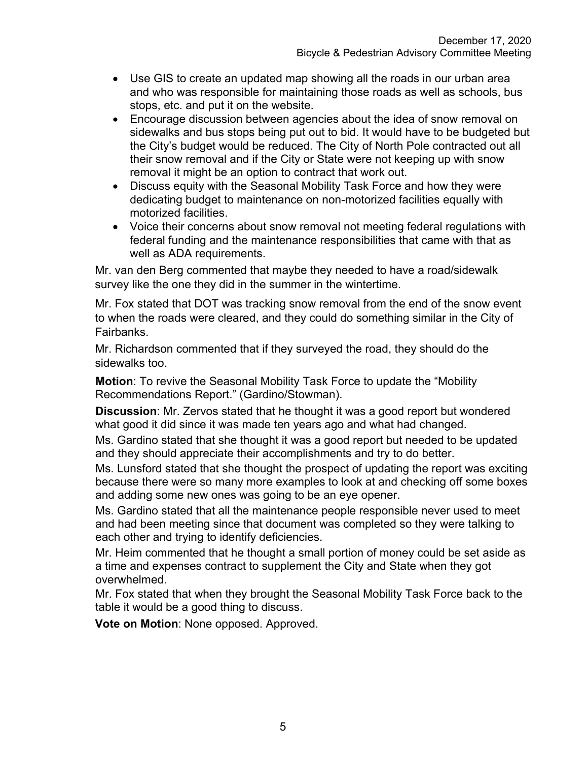- Use GIS to create an updated map showing all the roads in our urban area and who was responsible for maintaining those roads as well as schools, bus stops, etc. and put it on the website.
- Encourage discussion between agencies about the idea of snow removal on sidewalks and bus stops being put out to bid. It would have to be budgeted but the City's budget would be reduced. The City of North Pole contracted out all their snow removal and if the City or State were not keeping up with snow removal it might be an option to contract that work out.
- Discuss equity with the Seasonal Mobility Task Force and how they were dedicating budget to maintenance on non-motorized facilities equally with motorized facilities.
- Voice their concerns about snow removal not meeting federal regulations with federal funding and the maintenance responsibilities that came with that as well as ADA requirements.

Mr. van den Berg commented that maybe they needed to have a road/sidewalk survey like the one they did in the summer in the wintertime.

Mr. Fox stated that DOT was tracking snow removal from the end of the snow event to when the roads were cleared, and they could do something similar in the City of Fairbanks.

Mr. Richardson commented that if they surveyed the road, they should do the sidewalks too.

**Motion**: To revive the Seasonal Mobility Task Force to update the "Mobility Recommendations Report." (Gardino/Stowman).

**Discussion**: Mr. Zervos stated that he thought it was a good report but wondered what good it did since it was made ten years ago and what had changed.

Ms. Gardino stated that she thought it was a good report but needed to be updated and they should appreciate their accomplishments and try to do better.

Ms. Lunsford stated that she thought the prospect of updating the report was exciting because there were so many more examples to look at and checking off some boxes and adding some new ones was going to be an eye opener.

Ms. Gardino stated that all the maintenance people responsible never used to meet and had been meeting since that document was completed so they were talking to each other and trying to identify deficiencies.

Mr. Heim commented that he thought a small portion of money could be set aside as a time and expenses contract to supplement the City and State when they got overwhelmed.

Mr. Fox stated that when they brought the Seasonal Mobility Task Force back to the table it would be a good thing to discuss.

**Vote on Motion**: None opposed. Approved.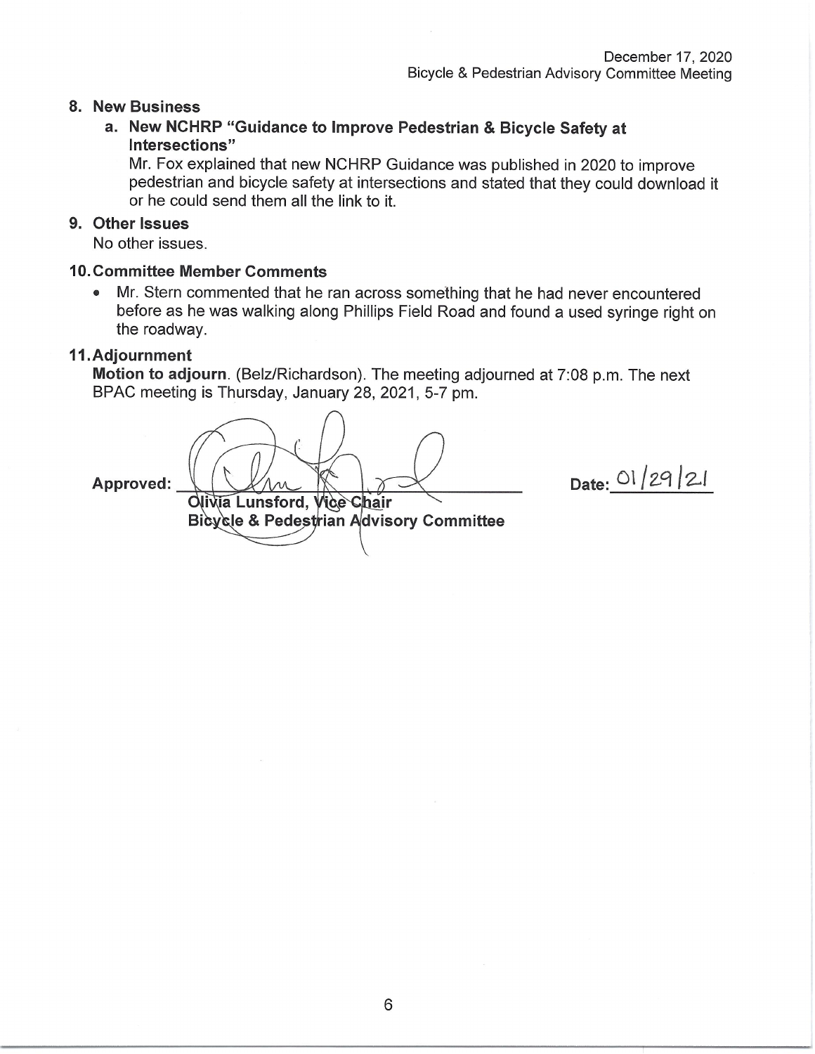## 8. New Business

### a. New NCHRP "Guidance to Improve Pedestrian & Bicycle Safety at Intersections"

Mr. Fox explained that new NCHRP Guidance was published in 2020 to improve pedestrian and bicycle safety at intersections and stated that they could download it or he could send them all the link to it.

## 9. Other Issues

No other issues.

## 10. Committee Member Comments

- Mr. Stern commented that he ran across something that he had never encountered before as he was walking along Phillips Field Road and found a used syringe right on the roadway.

## 11. Adjournment

**Motion to adjourn**. (Belz/Richardson). The meeting adjourned at 7:08 p.m. The next BPAC meeting is Thursday, January 28, 2021, 5-7 pm.

**Approved:** ______________________ **Date:** 01/29/21

**Olivia Lunsford, Vice Chair**
**Bicycle & Pedestrian Advisory Committee**